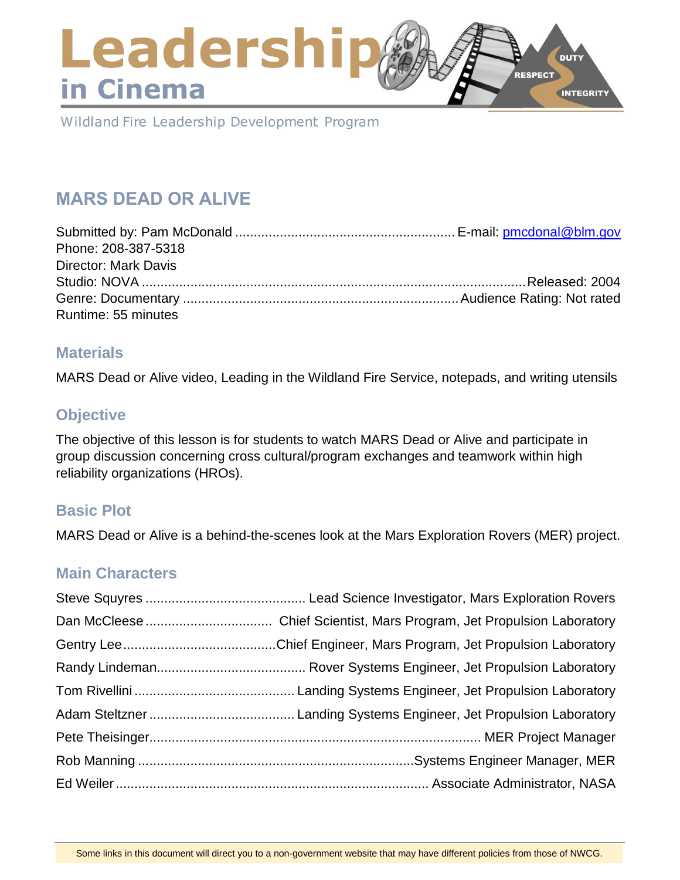# Leadership in Cinema

Wildland Fire Leadership Development Program

## MARS DEAD OR ALIVE

Submitted by: Pam McDonald .......................................................... E-mail: [pmcdonal@blm.gov](mailto:pmcdonal@blm.gov)
Phone: 208-387-5318
Director: Mark Davis
Studio: NOVA .................................................................................................. Released: 2004
Genre: Documentary ........................................................................ Audience Rating: Not rated
Runtime: 55 minutes

### Materials

MARS Dead or Alive video, Leading in the Wildland Fire Service, notepads, and writing utensils

### Objective

The objective of this lesson is for students to watch MARS Dead or Alive and participate in group discussion concerning cross cultural/program exchanges and teamwork within high reliability organizations (HROs).

### Basic Plot

MARS Dead or Alive is a behind-the-scenes look at the Mars Exploration Rovers (MER) project.

### Main Characters

Steve Squyres .......................................... Lead Science Investigator, Mars Exploration Rovers
Dan McCleese ................................. Chief Scientist, Mars Program, Jet Propulsion Laboratory
Gentry Lee ........................................ Chief Engineer, Mars Program, Jet Propulsion Laboratory
Randy Lindeman ....................................... Rover Systems Engineer, Jet Propulsion Laboratory
Tom Rivellini .......................................... Landing Systems Engineer, Jet Propulsion Laboratory
Adam Steltzner ...................................... Landing Systems Engineer, Jet Propulsion Laboratory
Pete Theisinger ........................................................................................ MER Project Manager
Rob Manning ........................................................................... Systems Engineer Manager, MER
Ed Weiler .................................................................................... Associate Administrator, NASA

Some links in this document will direct you to a non-government website that may have different policies from those of NWCG.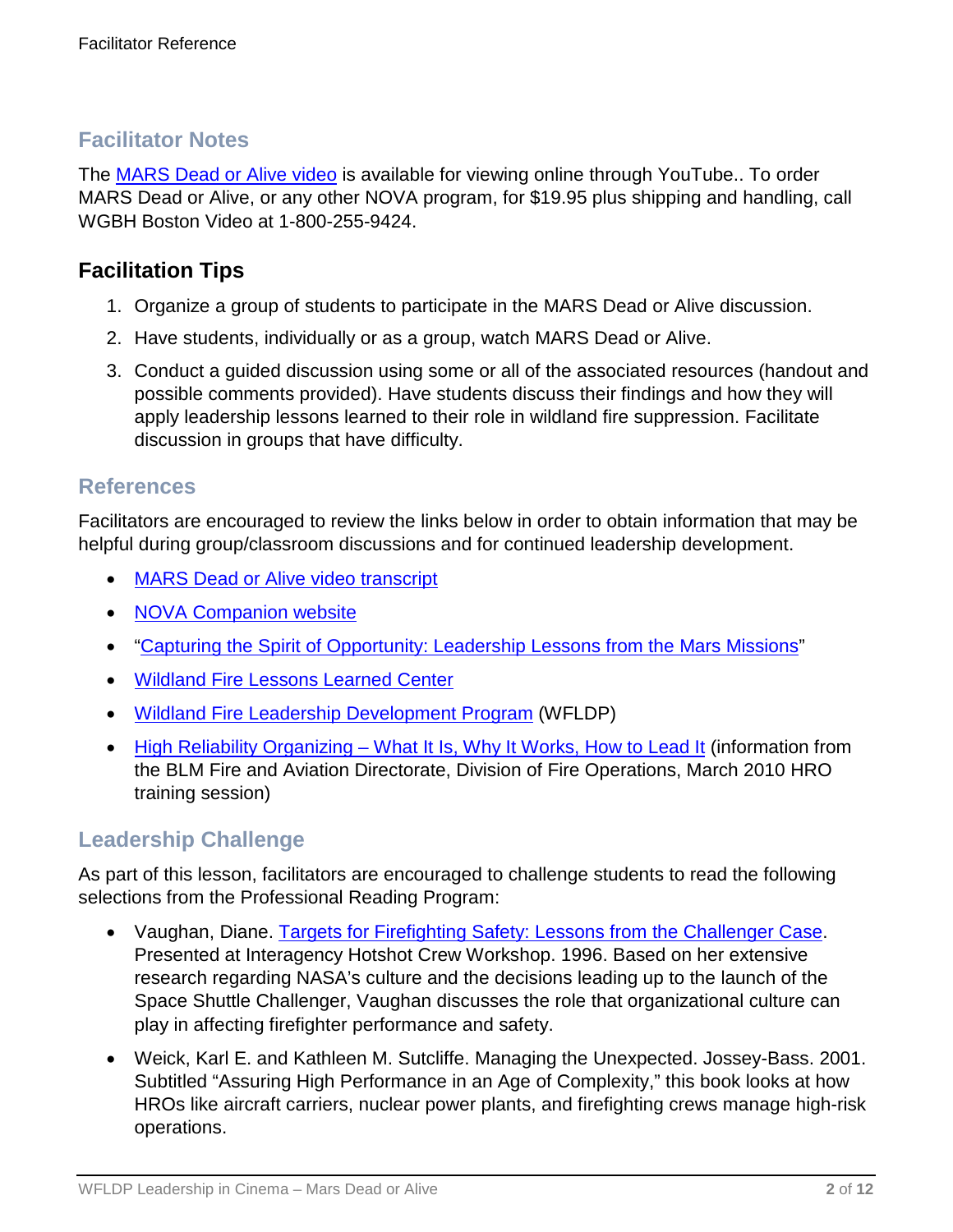## Facilitator Notes

The MARS Dead or Alive video is available for viewing online through YouTube.. To order MARS Dead or Alive, or any other NOVA program, for $19.95 plus shipping and handling, call WGBH Boston Video at 1-800-255-9424.

## Facilitation Tips

1. Organize a group of students to participate in the MARS Dead or Alive discussion.
2. Have students, individually or as a group, watch MARS Dead or Alive.
3. Conduct a guided discussion using some or all of the associated resources (handout and possible comments provided). Have students discuss their findings and how they will apply leadership lessons learned to their role in wildland fire suppression. Facilitate discussion in groups that have difficulty.

## References

Facilitators are encouraged to review the links below in order to obtain information that may be helpful during group/classroom discussions and for continued leadership development.

- MARS Dead or Alive video transcript
- NOVA Companion website
- "Capturing the Spirit of Opportunity: Leadership Lessons from the Mars Missions"
- Wildland Fire Lessons Learned Center
- Wildland Fire Leadership Development Program (WFLDP)
- High Reliability Organizing – What It Is, Why It Works, How to Lead It (information from the BLM Fire and Aviation Directorate, Division of Fire Operations, March 2010 HRO training session)

## Leadership Challenge

As part of this lesson, facilitators are encouraged to challenge students to read the following selections from the Professional Reading Program:

- Vaughan, Diane. Targets for Firefighting Safety: Lessons from the Challenger Case. Presented at Interagency Hotshot Crew Workshop. 1996. Based on her extensive research regarding NASA's culture and the decisions leading up to the launch of the Space Shuttle Challenger, Vaughan discusses the role that organizational culture can play in affecting firefighter performance and safety.
- Weick, Karl E. and Kathleen M. Sutcliffe. Managing the Unexpected. Jossey-Bass. 2001. Subtitled "Assuring High Performance in an Age of Complexity," this book looks at how HROs like aircraft carriers, nuclear power plants, and firefighting crews manage high-risk operations.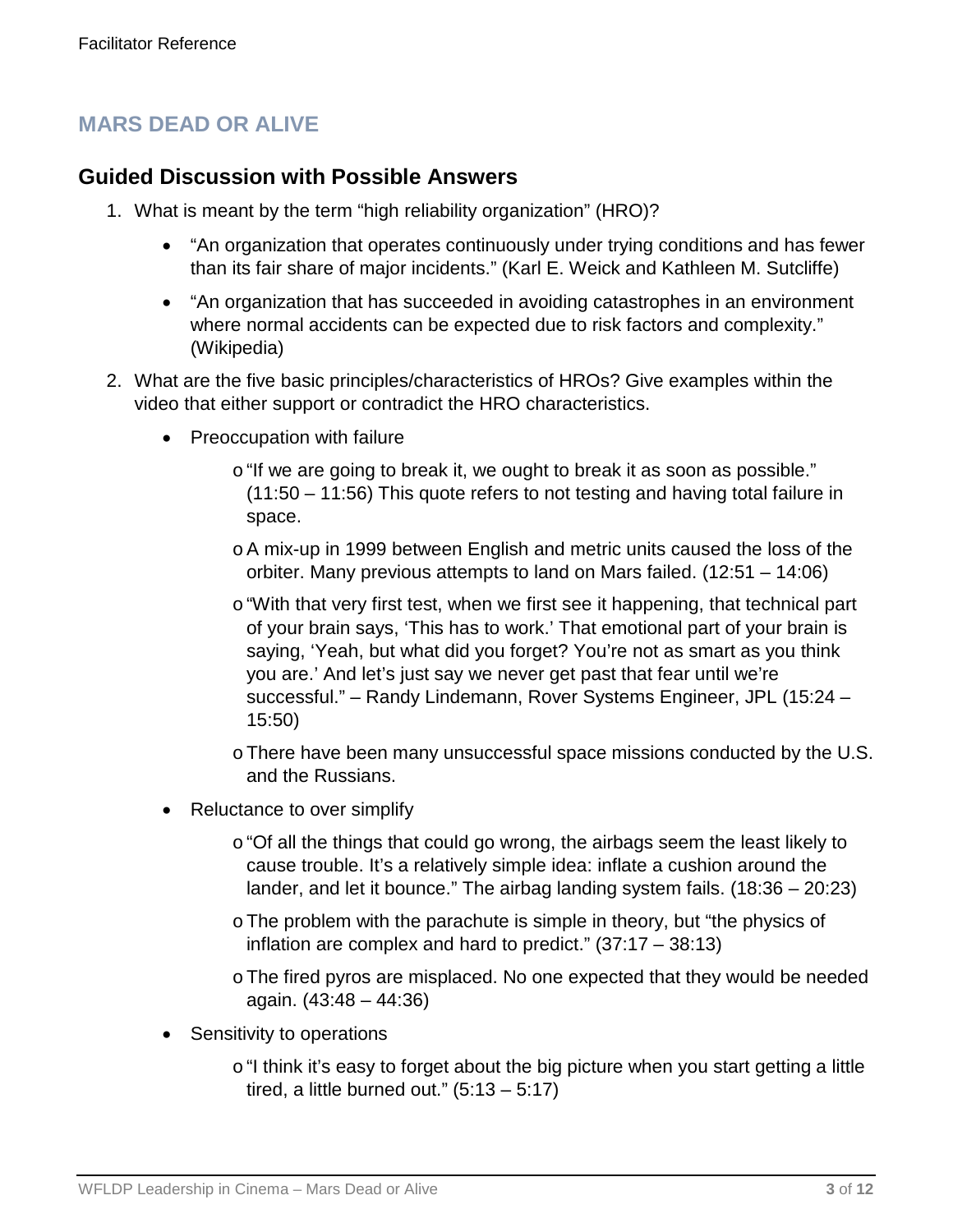## MARS DEAD OR ALIVE

### Guided Discussion with Possible Answers

1. What is meant by the term "high reliability organization" (HRO)?
   - "An organization that operates continuously under trying conditions and has fewer than its fair share of major incidents." (Karl E. Weick and Kathleen M. Sutcliffe)
   - "An organization that has succeeded in avoiding catastrophes in an environment where normal accidents can be expected due to risk factors and complexity." (Wikipedia)
2. What are the five basic principles/characteristics of HROs? Give examples within the video that either support or contradict the HRO characteristics.
   - Preoccupation with failure
     - "If we are going to break it, we ought to break it as soon as possible." (11:50 – 11:56) This quote refers to not testing and having total failure in space.
     - A mix-up in 1999 between English and metric units caused the loss of the orbiter. Many previous attempts to land on Mars failed. (12:51 – 14:06)
     - "With that very first test, when we first see it happening, that technical part of your brain says, 'This has to work.' That emotional part of your brain is saying, 'Yeah, but what did you forget? You're not as smart as you think you are.' And let's just say we never get past that fear until we're successful." – Randy Lindemann, Rover Systems Engineer, JPL (15:24 – 15:50)
     - There have been many unsuccessful space missions conducted by the U.S. and the Russians.
   - Reluctance to over simplify
     - "Of all the things that could go wrong, the airbags seem the least likely to cause trouble. It's a relatively simple idea: inflate a cushion around the lander, and let it bounce." The airbag landing system fails. (18:36 – 20:23)
     - The problem with the parachute is simple in theory, but "the physics of inflation are complex and hard to predict." (37:17 – 38:13)
     - The fired pyros are misplaced. No one expected that they would be needed again. (43:48 – 44:36)
   - Sensitivity to operations
     - "I think it's easy to forget about the big picture when you start getting a little tired, a little burned out." (5:13 – 5:17)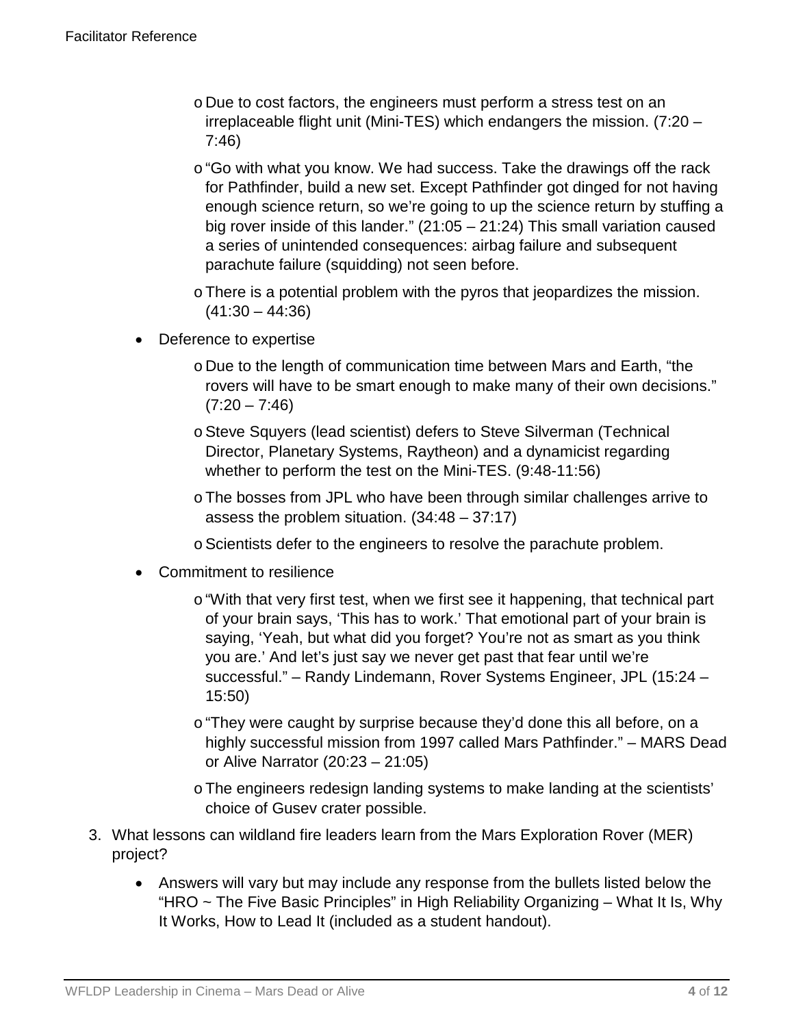- Due to cost factors, the engineers must perform a stress test on an irreplaceable flight unit (Mini-TES) which endangers the mission. (7:20 – 7:46)
    - "Go with what you know. We had success. Take the drawings off the rack for Pathfinder, build a new set. Except Pathfinder got dinged for not having enough science return, so we're going to up the science return by stuffing a big rover inside of this lander." (21:05 – 21:24) This small variation caused a series of unintended consequences: airbag failure and subsequent parachute failure (squidding) not seen before.
    - There is a potential problem with the pyros that jeopardizes the mission. (41:30 – 44:36)
  - Deference to expertise
    - Due to the length of communication time between Mars and Earth, "the rovers will have to be smart enough to make many of their own decisions." (7:20 – 7:46)
    - Steve Squyers (lead scientist) defers to Steve Silverman (Technical Director, Planetary Systems, Raytheon) and a dynamicist regarding whether to perform the test on the Mini-TES. (9:48-11:56)
    - The bosses from JPL who have been through similar challenges arrive to assess the problem situation. (34:48 – 37:17)
    - Scientists defer to the engineers to resolve the parachute problem.
  - Commitment to resilience
    - "With that very first test, when we first see it happening, that technical part of your brain says, 'This has to work.' That emotional part of your brain is saying, 'Yeah, but what did you forget? You're not as smart as you think you are.' And let's just say we never get past that fear until we're successful." – Randy Lindemann, Rover Systems Engineer, JPL (15:24 – 15:50)
    - "They were caught by surprise because they'd done this all before, on a highly successful mission from 1997 called Mars Pathfinder." – MARS Dead or Alive Narrator (20:23 – 21:05)
    - The engineers redesign landing systems to make landing at the scientists' choice of Gusev crater possible.

3. What lessons can wildland fire leaders learn from the Mars Exploration Rover (MER) project?
   - Answers will vary but may include any response from the bullets listed below the "HRO ~ The Five Basic Principles" in High Reliability Organizing – What It Is, Why It Works, How to Lead It (included as a student handout).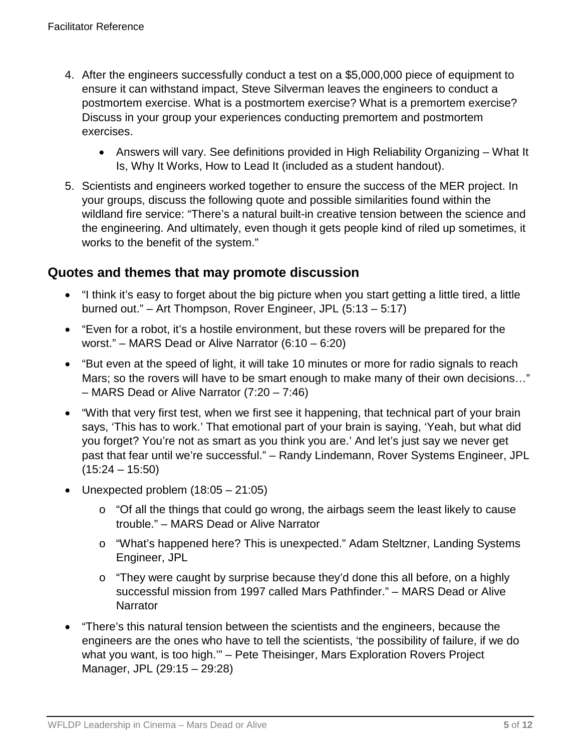4. After the engineers successfully conduct a test on a $5,000,000 piece of equipment to ensure it can withstand impact, Steve Silverman leaves the engineers to conduct a postmortem exercise. What is a postmortem exercise? What is a premortem exercise? Discuss in your group your experiences conducting premortem and postmortem exercises.
   - Answers will vary. See definitions provided in High Reliability Organizing – What It Is, Why It Works, How to Lead It (included as a student handout).
5. Scientists and engineers worked together to ensure the success of the MER project. In your groups, discuss the following quote and possible similarities found within the wildland fire service: "There's a natural built-in creative tension between the science and the engineering. And ultimately, even though it gets people kind of riled up sometimes, it works to the benefit of the system."

## Quotes and themes that may promote discussion

- "I think it's easy to forget about the big picture when you start getting a little tired, a little burned out." – Art Thompson, Rover Engineer, JPL (5:13 – 5:17)
- "Even for a robot, it's a hostile environment, but these rovers will be prepared for the worst." – MARS Dead or Alive Narrator (6:10 – 6:20)
- "But even at the speed of light, it will take 10 minutes or more for radio signals to reach Mars; so the rovers will have to be smart enough to make many of their own decisions…" – MARS Dead or Alive Narrator (7:20 – 7:46)
- "With that very first test, when we first see it happening, that technical part of your brain says, 'This has to work.' That emotional part of your brain is saying, 'Yeah, but what did you forget? You're not as smart as you think you are.' And let's just say we never get past that fear until we're successful." – Randy Lindemann, Rover Systems Engineer, JPL (15:24 – 15:50)
- Unexpected problem (18:05 – 21:05)
  - "Of all the things that could go wrong, the airbags seem the least likely to cause trouble." – MARS Dead or Alive Narrator
  - "What's happened here? This is unexpected." Adam Steltzner, Landing Systems Engineer, JPL
  - "They were caught by surprise because they'd done this all before, on a highly successful mission from 1997 called Mars Pathfinder." – MARS Dead or Alive Narrator
- "There's this natural tension between the scientists and the engineers, because the engineers are the ones who have to tell the scientists, 'the possibility of failure, if we do what you want, is too high.'" – Pete Theisinger, Mars Exploration Rovers Project Manager, JPL (29:15 – 29:28)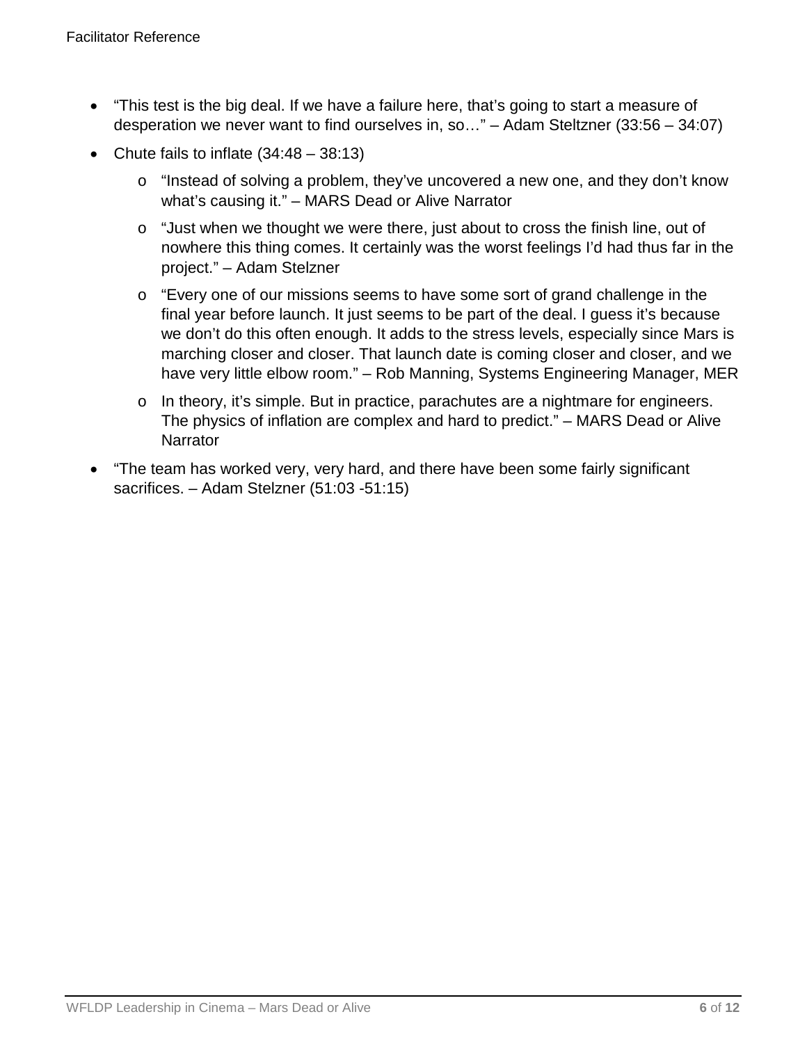- “This test is the big deal. If we have a failure here, that’s going to start a measure of desperation we never want to find ourselves in, so…” – Adam Steltzner (33:56 – 34:07)
- Chute fails to inflate (34:48 – 38:13)
  - “Instead of solving a problem, they’ve uncovered a new one, and they don’t know what’s causing it.” – MARS Dead or Alive Narrator
  - “Just when we thought we were there, just about to cross the finish line, out of nowhere this thing comes. It certainly was the worst feelings I’d had thus far in the project.” – Adam Stelzner
  - “Every one of our missions seems to have some sort of grand challenge in the final year before launch. It just seems to be part of the deal. I guess it’s because we don’t do this often enough. It adds to the stress levels, especially since Mars is marching closer and closer. That launch date is coming closer and closer, and we have very little elbow room.” – Rob Manning, Systems Engineering Manager, MER
  - In theory, it’s simple. But in practice, parachutes are a nightmare for engineers. The physics of inflation are complex and hard to predict.” – MARS Dead or Alive Narrator
- “The team has worked very, very hard, and there have been some fairly significant sacrifices. – Adam Stelzner (51:03 -51:15)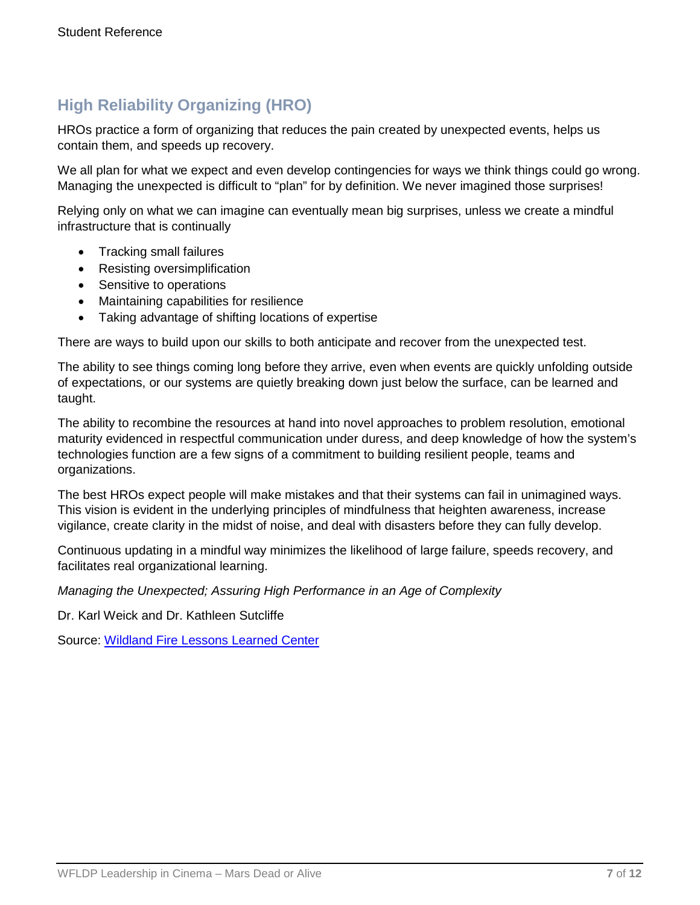## High Reliability Organizing (HRO)

HROs practice a form of organizing that reduces the pain created by unexpected events, helps us contain them, and speeds up recovery.

We all plan for what we expect and even develop contingencies for ways we think things could go wrong. Managing the unexpected is difficult to "plan" for by definition. We never imagined those surprises!

Relying only on what we can imagine can eventually mean big surprises, unless we create a mindful infrastructure that is continually

- Tracking small failures
- Resisting oversimplification
- Sensitive to operations
- Maintaining capabilities for resilience
- Taking advantage of shifting locations of expertise

There are ways to build upon our skills to both anticipate and recover from the unexpected test.

The ability to see things coming long before they arrive, even when events are quickly unfolding outside of expectations, or our systems are quietly breaking down just below the surface, can be learned and taught.

The ability to recombine the resources at hand into novel approaches to problem resolution, emotional maturity evidenced in respectful communication under duress, and deep knowledge of how the system's technologies function are a few signs of a commitment to building resilient people, teams and organizations.

The best HROs expect people will make mistakes and that their systems can fail in unimagined ways. This vision is evident in the underlying principles of mindfulness that heighten awareness, increase vigilance, create clarity in the midst of noise, and deal with disasters before they can fully develop.

Continuous updating in a mindful way minimizes the likelihood of large failure, speeds recovery, and facilitates real organizational learning.

*Managing the Unexpected; Assuring High Performance in an Age of Complexity*

Dr. Karl Weick and Dr. Kathleen Sutcliffe

Source: Wildland Fire Lessons Learned Center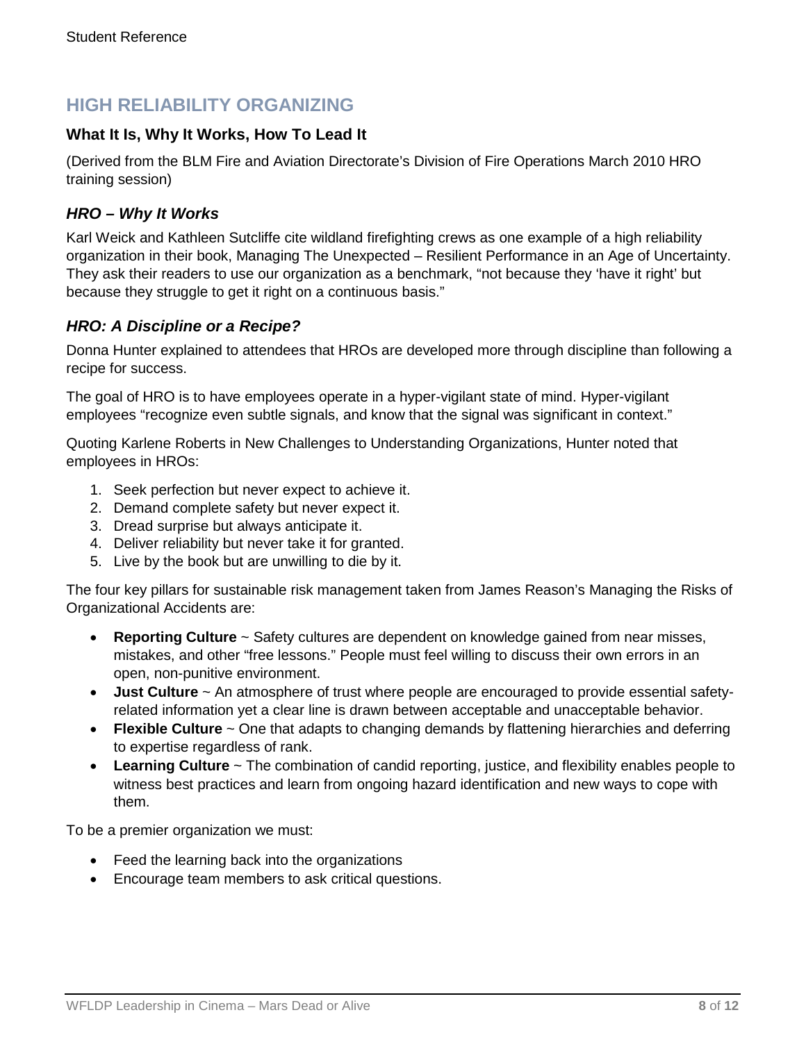## HIGH RELIABILITY ORGANIZING

### What It Is, Why It Works, How To Lead It

(Derived from the BLM Fire and Aviation Directorate's Division of Fire Operations March 2010 HRO training session)

### *HRO – Why It Works*

Karl Weick and Kathleen Sutcliffe cite wildland firefighting crews as one example of a high reliability organization in their book, Managing The Unexpected – Resilient Performance in an Age of Uncertainty. They ask their readers to use our organization as a benchmark, "not because they 'have it right' but because they struggle to get it right on a continuous basis."

### *HRO: A Discipline or a Recipe?*

Donna Hunter explained to attendees that HROs are developed more through discipline than following a recipe for success.

The goal of HRO is to have employees operate in a hyper-vigilant state of mind. Hyper-vigilant employees "recognize even subtle signals, and know that the signal was significant in context."

Quoting Karlene Roberts in New Challenges to Understanding Organizations, Hunter noted that employees in HROs:

1. Seek perfection but never expect to achieve it.
2. Demand complete safety but never expect it.
3. Dread surprise but always anticipate it.
4. Deliver reliability but never take it for granted.
5. Live by the book but are unwilling to die by it.

The four key pillars for sustainable risk management taken from James Reason's Managing the Risks of Organizational Accidents are:

- **Reporting Culture** ~ Safety cultures are dependent on knowledge gained from near misses, mistakes, and other "free lessons." People must feel willing to discuss their own errors in an open, non-punitive environment.
- **Just Culture** ~ An atmosphere of trust where people are encouraged to provide essential safety-related information yet a clear line is drawn between acceptable and unacceptable behavior.
- **Flexible Culture** ~ One that adapts to changing demands by flattening hierarchies and deferring to expertise regardless of rank.
- **Learning Culture** ~ The combination of candid reporting, justice, and flexibility enables people to witness best practices and learn from ongoing hazard identification and new ways to cope with them.

To be a premier organization we must:

- Feed the learning back into the organizations
- Encourage team members to ask critical questions.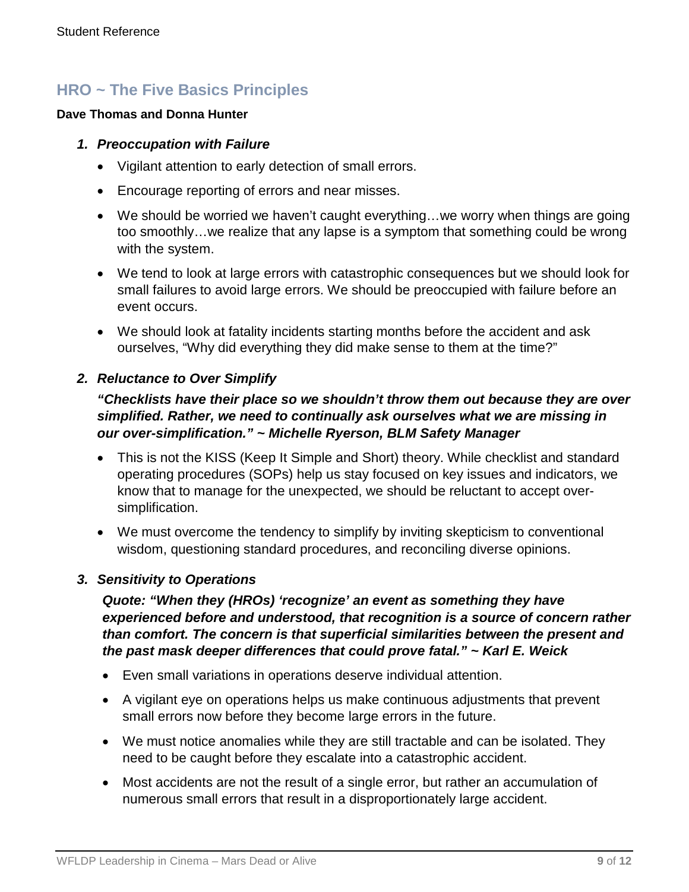## HRO ~ The Five Basics Principles

**Dave Thomas and Donna Hunter**

1. ***Preoccupation with Failure***
   - Vigilant attention to early detection of small errors.
   - Encourage reporting of errors and near misses.
   - We should be worried we haven't caught everything…we worry when things are going too smoothly…we realize that any lapse is a symptom that something could be wrong with the system.
   - We tend to look at large errors with catastrophic consequences but we should look for small failures to avoid large errors. We should be preoccupied with failure before an event occurs.
   - We should look at fatality incidents starting months before the accident and ask ourselves, "Why did everything they did make sense to them at the time?"

2. ***Reluctance to Over Simplify***

   ***"Checklists have their place so we shouldn't throw them out because they are over simplified. Rather, we need to continually ask ourselves what we are missing in our over-simplification." ~ Michelle Ryerson, BLM Safety Manager***

   - This is not the KISS (Keep It Simple and Short) theory. While checklist and standard operating procedures (SOPs) help us stay focused on key issues and indicators, we know that to manage for the unexpected, we should be reluctant to accept over-simplification.
   - We must overcome the tendency to simplify by inviting skepticism to conventional wisdom, questioning standard procedures, and reconciling diverse opinions.

3. ***Sensitivity to Operations***

   ***Quote: "When they (HROs) 'recognize' an event as something they have experienced before and understood, that recognition is a source of concern rather than comfort. The concern is that superficial similarities between the present and the past mask deeper differences that could prove fatal." ~ Karl E. Weick***

   - Even small variations in operations deserve individual attention.
   - A vigilant eye on operations helps us make continuous adjustments that prevent small errors now before they become large errors in the future.
   - We must notice anomalies while they are still tractable and can be isolated. They need to be caught before they escalate into a catastrophic accident.
   - Most accidents are not the result of a single error, but rather an accumulation of numerous small errors that result in a disproportionately large accident.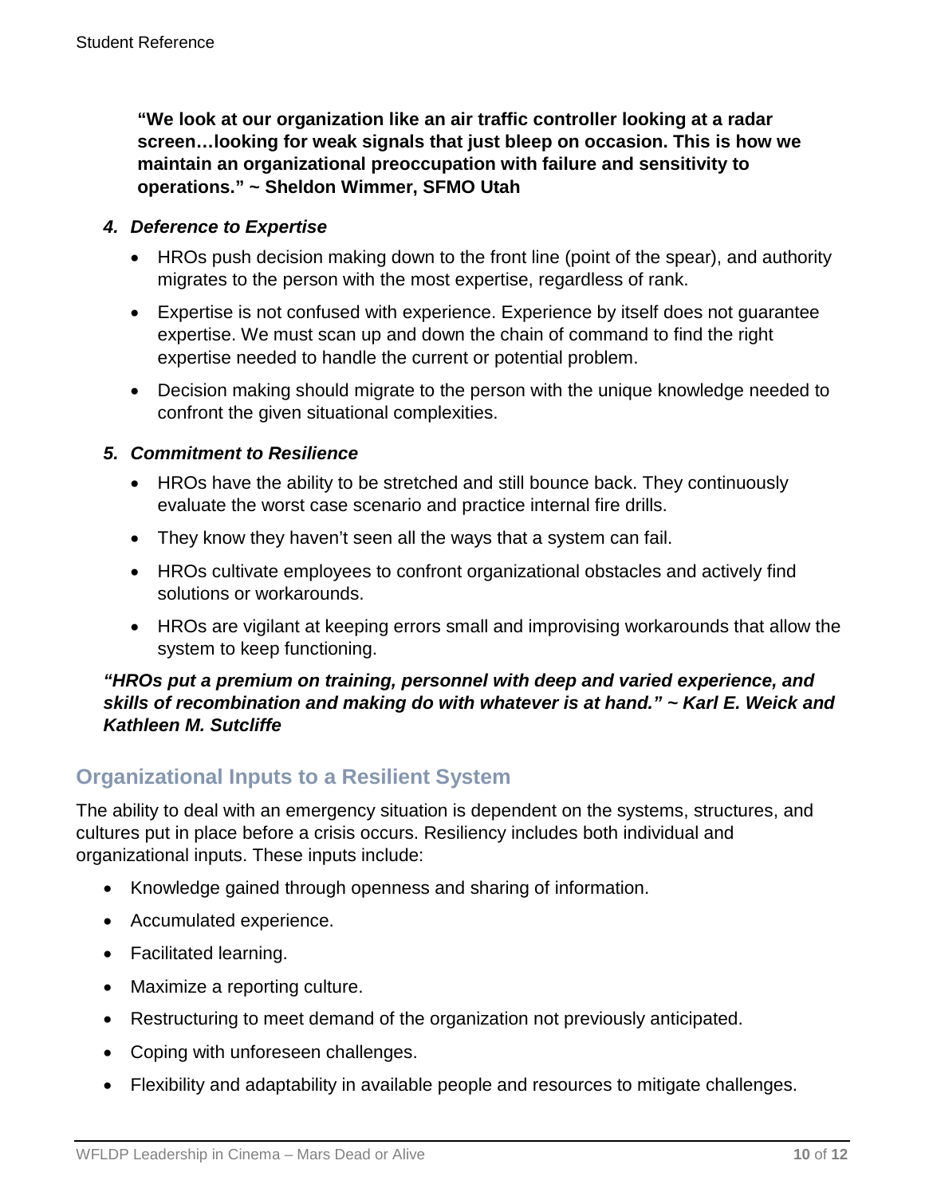**"We look at our organization like an air traffic controller looking at a radar screen…looking for weak signals that just bleep on occasion. This is how we maintain an organizational preoccupation with failure and sensitivity to operations." ~ Sheldon Wimmer, SFMO Utah**

### *4. Deference to Expertise*

- HROs push decision making down to the front line (point of the spear), and authority migrates to the person with the most expertise, regardless of rank.
- Expertise is not confused with experience. Experience by itself does not guarantee expertise. We must scan up and down the chain of command to find the right expertise needed to handle the current or potential problem.
- Decision making should migrate to the person with the unique knowledge needed to confront the given situational complexities.

### *5. Commitment to Resilience*

- HROs have the ability to be stretched and still bounce back. They continuously evaluate the worst case scenario and practice internal fire drills.
- They know they haven't seen all the ways that a system can fail.
- HROs cultivate employees to confront organizational obstacles and actively find solutions or workarounds.
- HROs are vigilant at keeping errors small and improvising workarounds that allow the system to keep functioning.

***"HROs put a premium on training, personnel with deep and varied experience, and skills of recombination and making do with whatever is at hand." ~ Karl E. Weick and Kathleen M. Sutcliffe***

## Organizational Inputs to a Resilient System

The ability to deal with an emergency situation is dependent on the systems, structures, and cultures put in place before a crisis occurs. Resiliency includes both individual and organizational inputs. These inputs include:

- Knowledge gained through openness and sharing of information.
- Accumulated experience.
- Facilitated learning.
- Maximize a reporting culture.
- Restructuring to meet demand of the organization not previously anticipated.
- Coping with unforeseen challenges.
- Flexibility and adaptability in available people and resources to mitigate challenges.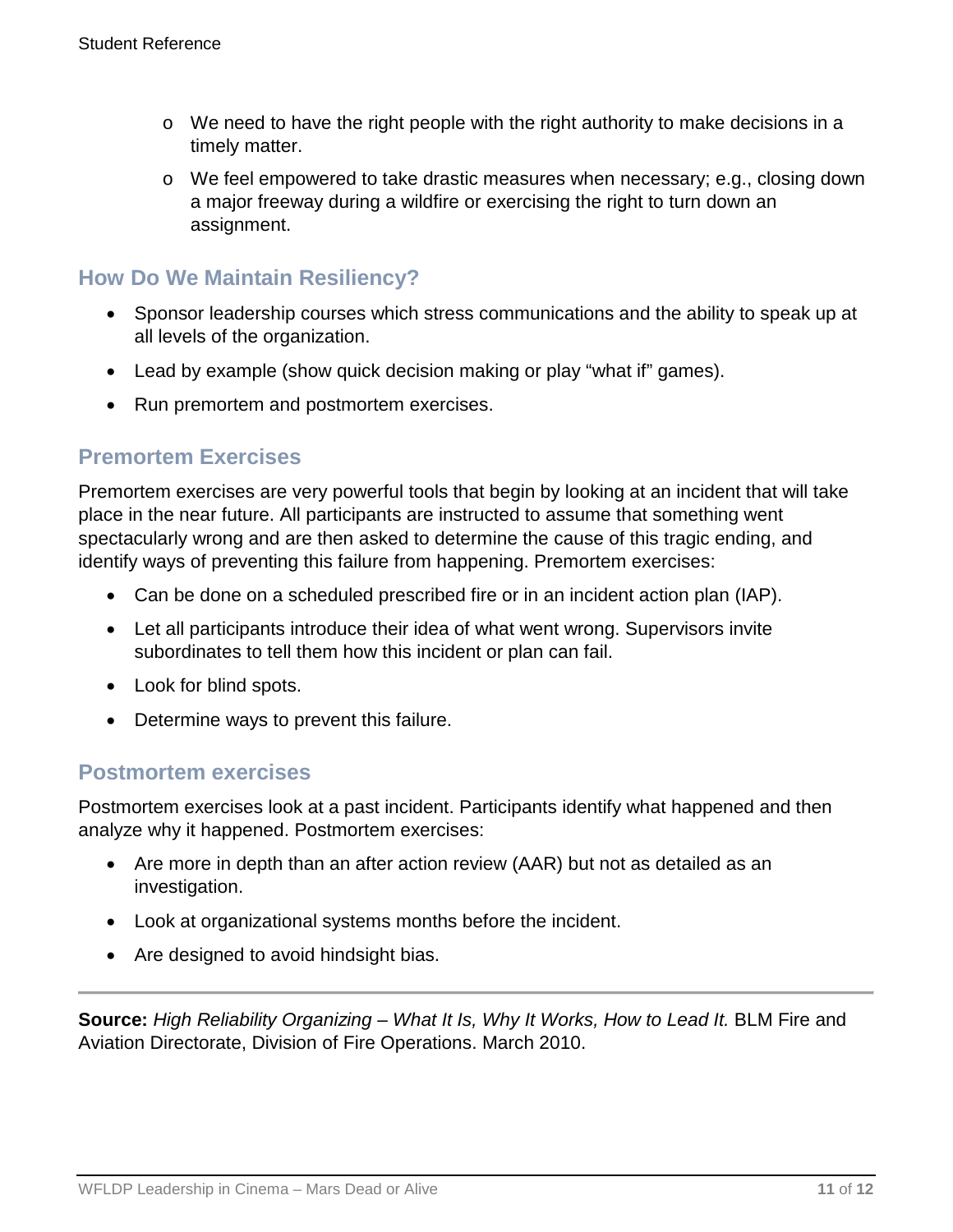- We need to have the right people with the right authority to make decisions in a timely matter.
- We feel empowered to take drastic measures when necessary; e.g., closing down a major freeway during a wildfire or exercising the right to turn down an assignment.

## How Do We Maintain Resiliency?

- Sponsor leadership courses which stress communications and the ability to speak up at all levels of the organization.
- Lead by example (show quick decision making or play "what if" games).
- Run premortem and postmortem exercises.

## Premortem Exercises

Premortem exercises are very powerful tools that begin by looking at an incident that will take place in the near future. All participants are instructed to assume that something went spectacularly wrong and are then asked to determine the cause of this tragic ending, and identify ways of preventing this failure from happening. Premortem exercises:

- Can be done on a scheduled prescribed fire or in an incident action plan (IAP).
- Let all participants introduce their idea of what went wrong. Supervisors invite subordinates to tell them how this incident or plan can fail.
- Look for blind spots.
- Determine ways to prevent this failure.

## Postmortem exercises

Postmortem exercises look at a past incident. Participants identify what happened and then analyze why it happened. Postmortem exercises:

- Are more in depth than an after action review (AAR) but not as detailed as an investigation.
- Look at organizational systems months before the incident.
- Are designed to avoid hindsight bias.

---

**Source:** *High Reliability Organizing – What It Is, Why It Works, How to Lead It.* BLM Fire and Aviation Directorate, Division of Fire Operations. March 2010.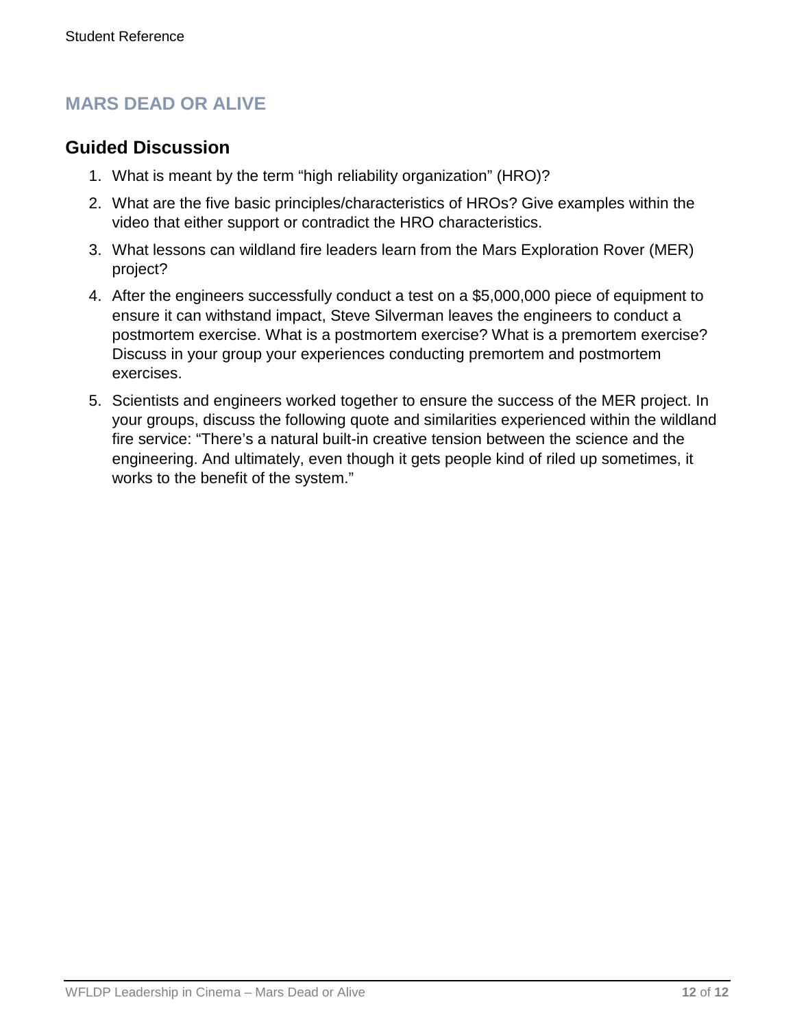## MARS DEAD OR ALIVE

### Guided Discussion

1. What is meant by the term "high reliability organization" (HRO)?
2. What are the five basic principles/characteristics of HROs? Give examples within the video that either support or contradict the HRO characteristics.
3. What lessons can wildland fire leaders learn from the Mars Exploration Rover (MER) project?
4. After the engineers successfully conduct a test on a $5,000,000 piece of equipment to ensure it can withstand impact, Steve Silverman leaves the engineers to conduct a postmortem exercise. What is a postmortem exercise? What is a premortem exercise? Discuss in your group your experiences conducting premortem and postmortem exercises.
5. Scientists and engineers worked together to ensure the success of the MER project. In your groups, discuss the following quote and similarities experienced within the wildland fire service: "There's a natural built-in creative tension between the science and the engineering. And ultimately, even though it gets people kind of riled up sometimes, it works to the benefit of the system."